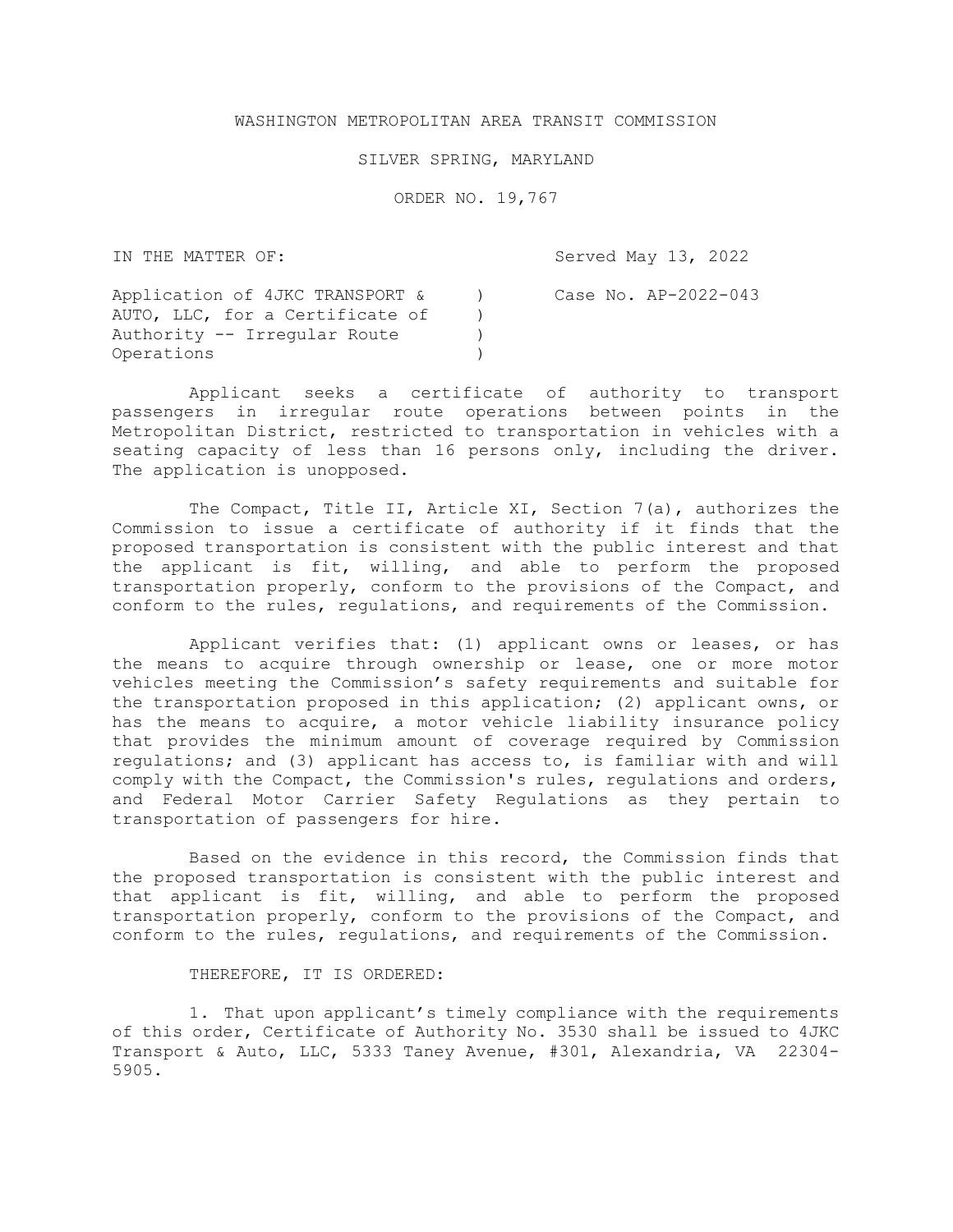WASHINGTON METROPOLITAN AREA TRANSIT COMMISSION

SILVER SPRING, MARYLAND

ORDER NO. 19,767

| | |
|---|---|
| IN THE MATTER OF: | Served May 13, 2022 |
| Application of 4JKC TRANSPORT & AUTO, LLC, for a Certificate of Authority -- Irregular Route Operations | Case No. AP-2022-043 |

Applicant seeks a certificate of authority to transport passengers in irregular route operations between points in the Metropolitan District, restricted to transportation in vehicles with a seating capacity of less than 16 persons only, including the driver. The application is unopposed.

The Compact, Title II, Article XI, Section 7(a), authorizes the Commission to issue a certificate of authority if it finds that the proposed transportation is consistent with the public interest and that the applicant is fit, willing, and able to perform the proposed transportation properly, conform to the provisions of the Compact, and conform to the rules, regulations, and requirements of the Commission.

Applicant verifies that: (1) applicant owns or leases, or has the means to acquire through ownership or lease, one or more motor vehicles meeting the Commission's safety requirements and suitable for the transportation proposed in this application; (2) applicant owns, or has the means to acquire, a motor vehicle liability insurance policy that provides the minimum amount of coverage required by Commission regulations; and (3) applicant has access to, is familiar with and will comply with the Compact, the Commission's rules, regulations and orders, and Federal Motor Carrier Safety Regulations as they pertain to transportation of passengers for hire.

Based on the evidence in this record, the Commission finds that the proposed transportation is consistent with the public interest and that applicant is fit, willing, and able to perform the proposed transportation properly, conform to the provisions of the Compact, and conform to the rules, regulations, and requirements of the Commission.

THEREFORE, IT IS ORDERED:

1. That upon applicant's timely compliance with the requirements of this order, Certificate of Authority No. 3530 shall be issued to 4JKC Transport & Auto, LLC, 5333 Taney Avenue, #301, Alexandria, VA 22304-5905.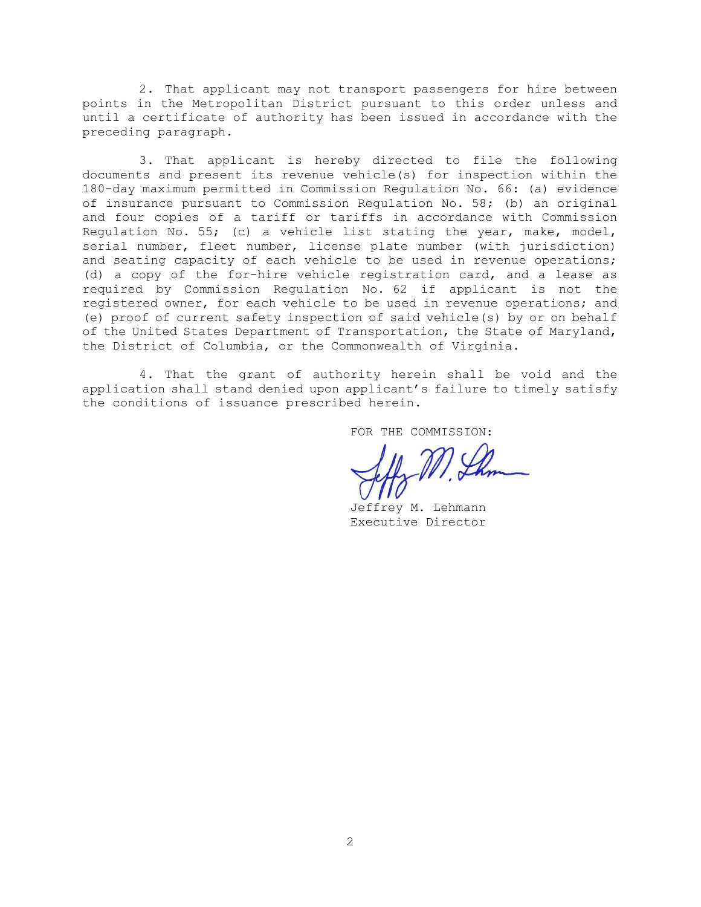2. That applicant may not transport passengers for hire between points in the Metropolitan District pursuant to this order unless and until a certificate of authority has been issued in accordance with the preceding paragraph.

3. That applicant is hereby directed to file the following documents and present its revenue vehicle(s) for inspection within the 180-day maximum permitted in Commission Regulation No. 66: (a) evidence of insurance pursuant to Commission Regulation No. 58; (b) an original and four copies of a tariff or tariffs in accordance with Commission Regulation No. 55; (c) a vehicle list stating the year, make, model, serial number, fleet number, license plate number (with jurisdiction) and seating capacity of each vehicle to be used in revenue operations; (d) a copy of the for-hire vehicle registration card, and a lease as required by Commission Regulation No. 62 if applicant is not the registered owner, for each vehicle to be used in revenue operations; and (e) proof of current safety inspection of said vehicle(s) by or on behalf of the United States Department of Transportation, the State of Maryland, the District of Columbia, or the Commonwealth of Virginia.

4. That the grant of authority herein shall be void and the application shall stand denied upon applicant's failure to timely satisfy the conditions of issuance prescribed herein.

FOR THE COMMISSION:

Jeffrey M. Lehmann
Executive Director